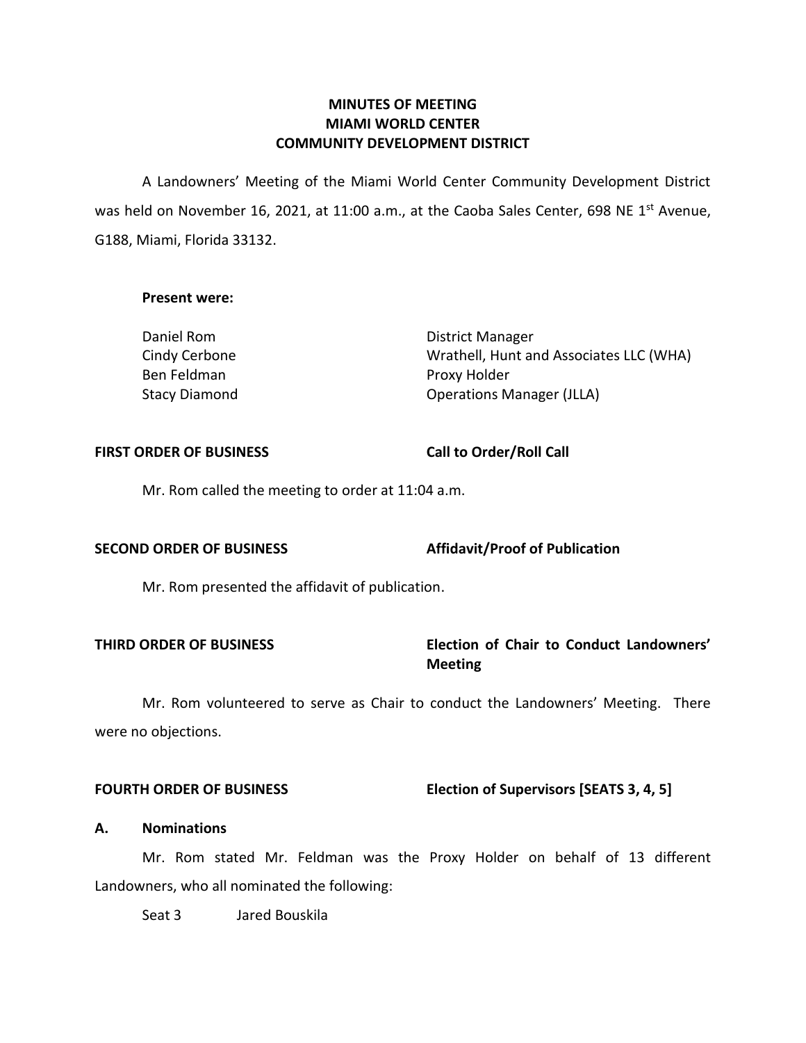# MINUTES OF MEETING
# MIAMI WORLD CENTER
# COMMUNITY DEVELOPMENT DISTRICT

A Landowners' Meeting of the Miami World Center Community Development District was held on November 16, 2021, at 11:00 a.m., at the Caoba Sales Center, 698 NE 1st Avenue, G188, Miami, Florida 33132.

**Present were:**

| | |
|---|---|
| Daniel Rom | District Manager |
| Cindy Cerbone | Wrathell, Hunt and Associates LLC (WHA) |
| Ben Feldman | Proxy Holder |
| Stacy Diamond | Operations Manager (JLLA) |

**FIRST ORDER OF BUSINESS** **Call to Order/Roll Call**

Mr. Rom called the meeting to order at 11:04 a.m.

**SECOND ORDER OF BUSINESS** **Affidavit/Proof of Publication**

Mr. Rom presented the affidavit of publication.

**THIRD ORDER OF BUSINESS** **Election of Chair to Conduct Landowners' Meeting**

Mr. Rom volunteered to serve as Chair to conduct the Landowners' Meeting. There were no objections.

**FOURTH ORDER OF BUSINESS** **Election of Supervisors [SEATS 3, 4, 5]**

**A. Nominations**

Mr. Rom stated Mr. Feldman was the Proxy Holder on behalf of 13 different Landowners, who all nominated the following:

Seat 3 Jared Bouskila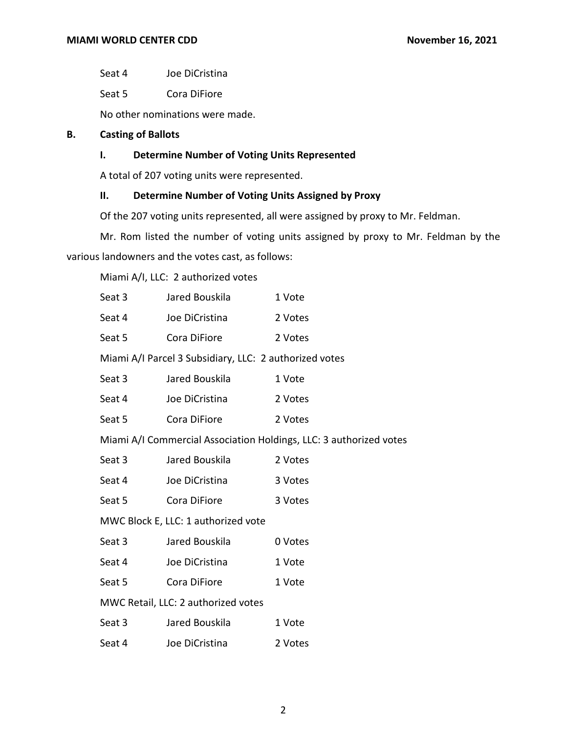| | |
|---|---|
| Seat 4 | Joe DiCristina |
| Seat 5 | Cora DiFiore |

No other nominations were made.

**B. Casting of Ballots**

**I. Determine Number of Voting Units Represented**

A total of 207 voting units were represented.

**II. Determine Number of Voting Units Assigned by Proxy**

Of the 207 voting units represented, all were assigned by proxy to Mr. Feldman.

Mr. Rom listed the number of voting units assigned by proxy to Mr. Feldman by the various landowners and the votes cast, as follows:

Miami A/I, LLC: 2 authorized votes

| | | |
|---|---|---|
| Seat 3 | Jared Bouskila | 1 Vote |
| Seat 4 | Joe DiCristina | 2 Votes |
| Seat 5 | Cora DiFiore | 2 Votes |

Miami A/I Parcel 3 Subsidiary, LLC: 2 authorized votes

| | | |
|---|---|---|
| Seat 3 | Jared Bouskila | 1 Vote |
| Seat 4 | Joe DiCristina | 2 Votes |
| Seat 5 | Cora DiFiore | 2 Votes |

Miami A/I Commercial Association Holdings, LLC: 3 authorized votes

| | | |
|---|---|---|
| Seat 3 | Jared Bouskila | 2 Votes |
| Seat 4 | Joe DiCristina | 3 Votes |
| Seat 5 | Cora DiFiore | 3 Votes |

MWC Block E, LLC: 1 authorized vote

| | | |
|---|---|---|
| Seat 3 | Jared Bouskila | 0 Votes |
| Seat 4 | Joe DiCristina | 1 Vote |
| Seat 5 | Cora DiFiore | 1 Vote |

MWC Retail, LLC: 2 authorized votes

| | | |
|---|---|---|
| Seat 3 | Jared Bouskila | 1 Vote |
| Seat 4 | Joe DiCristina | 2 Votes |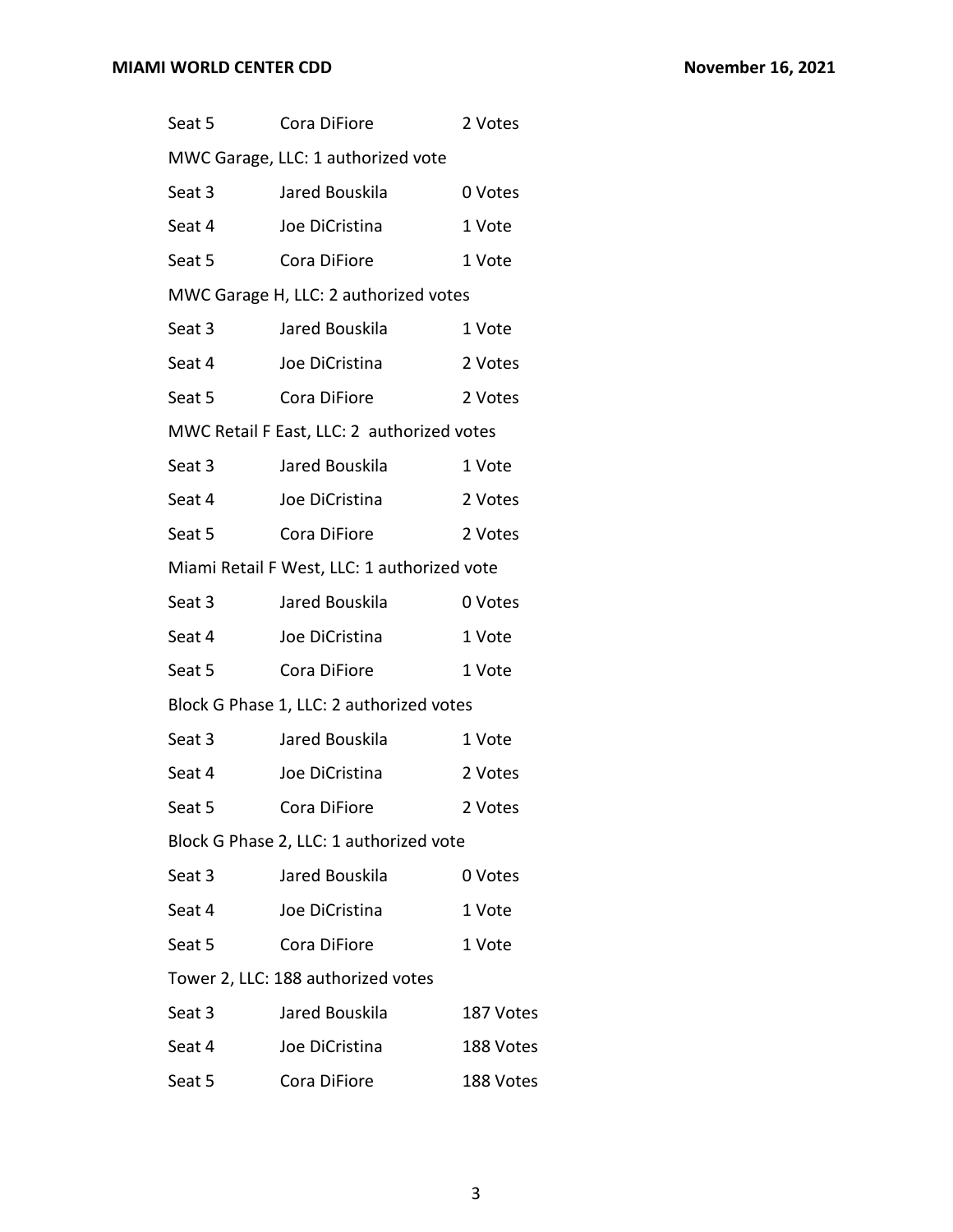Seat 5 Cora DiFiore 2 Votes

MWC Garage, LLC: 1 authorized vote

| | | |
|---|---|---|
| Seat 3 | Jared Bouskila | 0 Votes |
| Seat 4 | Joe DiCristina | 1 Vote |
| Seat 5 | Cora DiFiore | 1 Vote |

MWC Garage H, LLC: 2 authorized votes

| | | |
|---|---|---|
| Seat 3 | Jared Bouskila | 1 Vote |
| Seat 4 | Joe DiCristina | 2 Votes |
| Seat 5 | Cora DiFiore | 2 Votes |

MWC Retail F East, LLC: 2 authorized votes

| | | |
|---|---|---|
| Seat 3 | Jared Bouskila | 1 Vote |
| Seat 4 | Joe DiCristina | 2 Votes |
| Seat 5 | Cora DiFiore | 2 Votes |

Miami Retail F West, LLC: 1 authorized vote

| | | |
|---|---|---|
| Seat 3 | Jared Bouskila | 0 Votes |
| Seat 4 | Joe DiCristina | 1 Vote |
| Seat 5 | Cora DiFiore | 1 Vote |

Block G Phase 1, LLC: 2 authorized votes

| | | |
|---|---|---|
| Seat 3 | Jared Bouskila | 1 Vote |
| Seat 4 | Joe DiCristina | 2 Votes |
| Seat 5 | Cora DiFiore | 2 Votes |

Block G Phase 2, LLC: 1 authorized vote

| | | |
|---|---|---|
| Seat 3 | Jared Bouskila | 0 Votes |
| Seat 4 | Joe DiCristina | 1 Vote |
| Seat 5 | Cora DiFiore | 1 Vote |

Tower 2, LLC: 188 authorized votes

| | | |
|---|---|---|
| Seat 3 | Jared Bouskila | 187 Votes |
| Seat 4 | Joe DiCristina | 188 Votes |
| Seat 5 | Cora DiFiore | 188 Votes |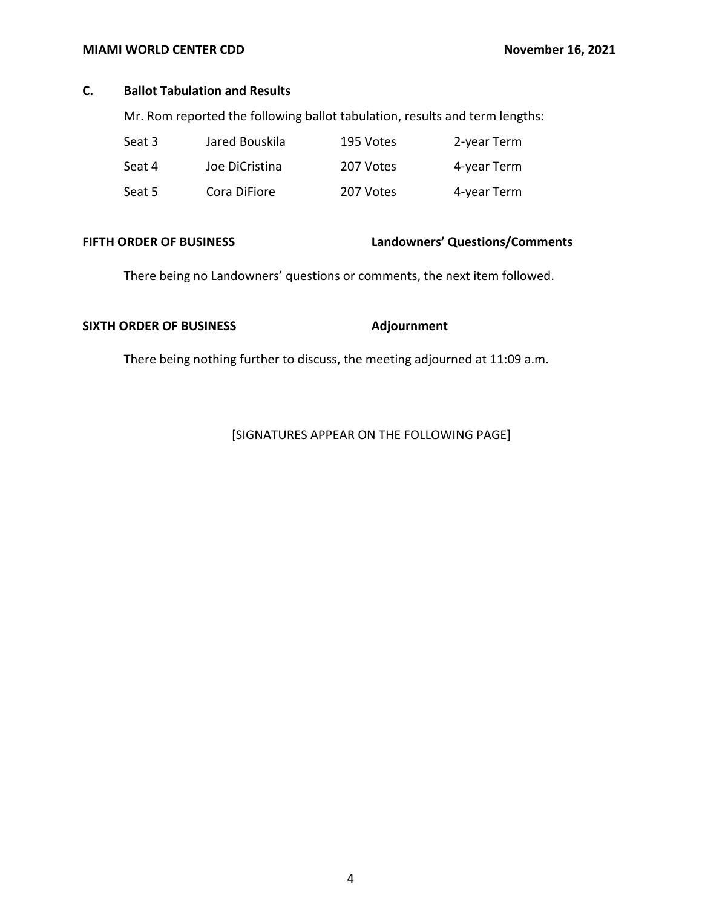### C. Ballot Tabulation and Results

Mr. Rom reported the following ballot tabulation, results and term lengths:

| | | | |
|---|---|---|---|
| Seat 3 | Jared Bouskila | 195 Votes | 2-year Term |
| Seat 4 | Joe DiCristina | 207 Votes | 4-year Term |
| Seat 5 | Cora DiFiore | 207 Votes | 4-year Term |

**FIFTH ORDER OF BUSINESS** **Landowners' Questions/Comments**

There being no Landowners' questions or comments, the next item followed.

**SIXTH ORDER OF BUSINESS** **Adjournment**

There being nothing further to discuss, the meeting adjourned at 11:09 a.m.

[SIGNATURES APPEAR ON THE FOLLOWING PAGE]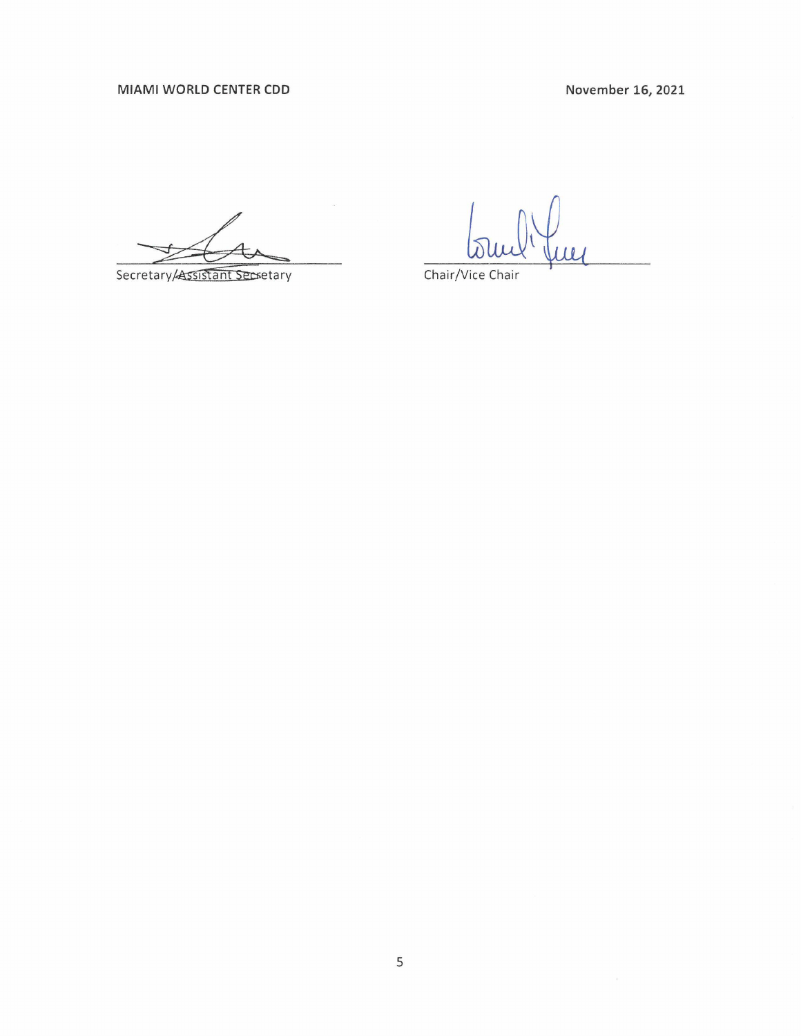MIAMI WORLD CENTER CDD

November 16, 2021

Secretary/~~Assistant Secretary~~

Chair/Vice Chair